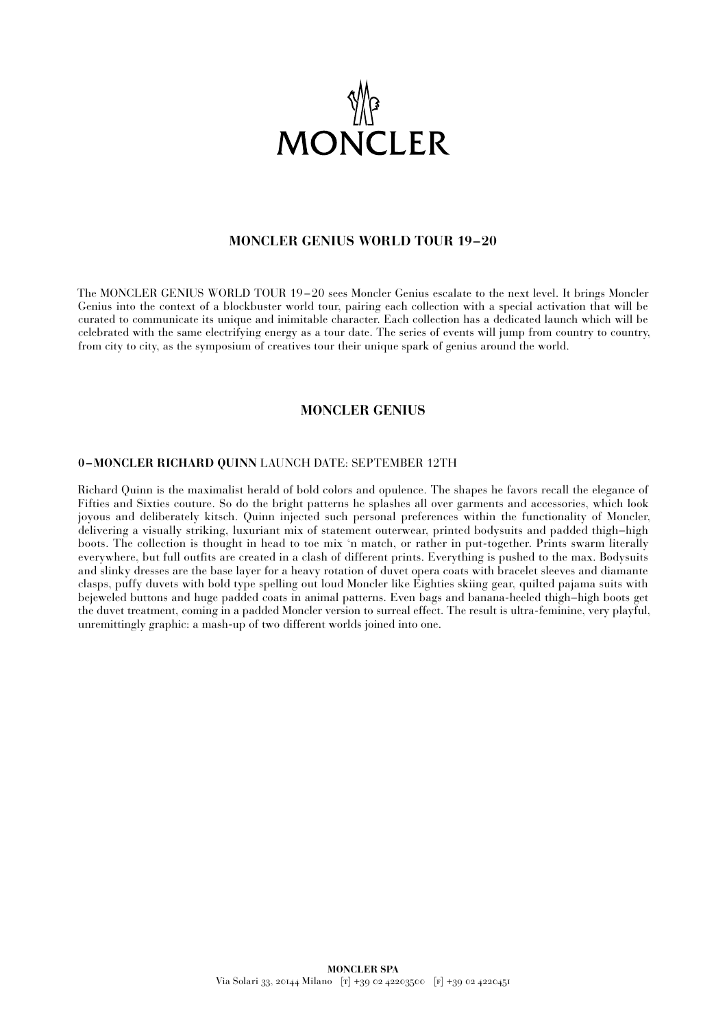# MONCLER

## MONCLER GENIUS WORLD TOUR 19–20

The MONCLER GENIUS WORLD TOUR 19–20 sees Moncler Genius escalate to the next level. It brings Moncler Genius into the context of a blockbuster world tour, pairing each collection with a special activation that will be curated to communicate its unique and inimitable character. Each collection has a dedicated launch which will be celebrated with the same electrifying energy as a tour date. The series of events will jump from country to country, from city to city, as the symposium of creatives tour their unique spark of genius around the world.

## MONCLER GENIUS

**0–MONCLER RICHARD QUINN** LAUNCH DATE: SEPTEMBER 12TH

Richard Quinn is the maximalist herald of bold colors and opulence. The shapes he favors recall the elegance of Fifties and Sixties couture. So do the bright patterns he splashes all over garments and accessories, which look joyous and deliberately kitsch. Quinn injected such personal preferences within the functionality of Moncler, delivering a visually striking, luxuriant mix of statement outerwear, printed bodysuits and padded thigh–high boots. The collection is thought in head to toe mix 'n match, or rather in put-together. Prints swarm literally everywhere, but full outfits are created in a clash of different prints. Everything is pushed to the max. Bodysuits and slinky dresses are the base layer for a heavy rotation of duvet opera coats with bracelet sleeves and diamante clasps, puffy duvets with bold type spelling out loud Moncler like Eighties skiing gear, quilted pajama suits with bejeweled buttons and huge padded coats in animal patterns. Even bags and banana-heeled thigh–high boots get the duvet treatment, coming in a padded Moncler version to surreal effect. The result is ultra-feminine, very playful, unremittingly graphic: a mash-up of two different worlds joined into one.

**MONCLER SPA**
Via Solari 33, 20144 Milano [T] +39 02 42203500 [F] +39 02 4220451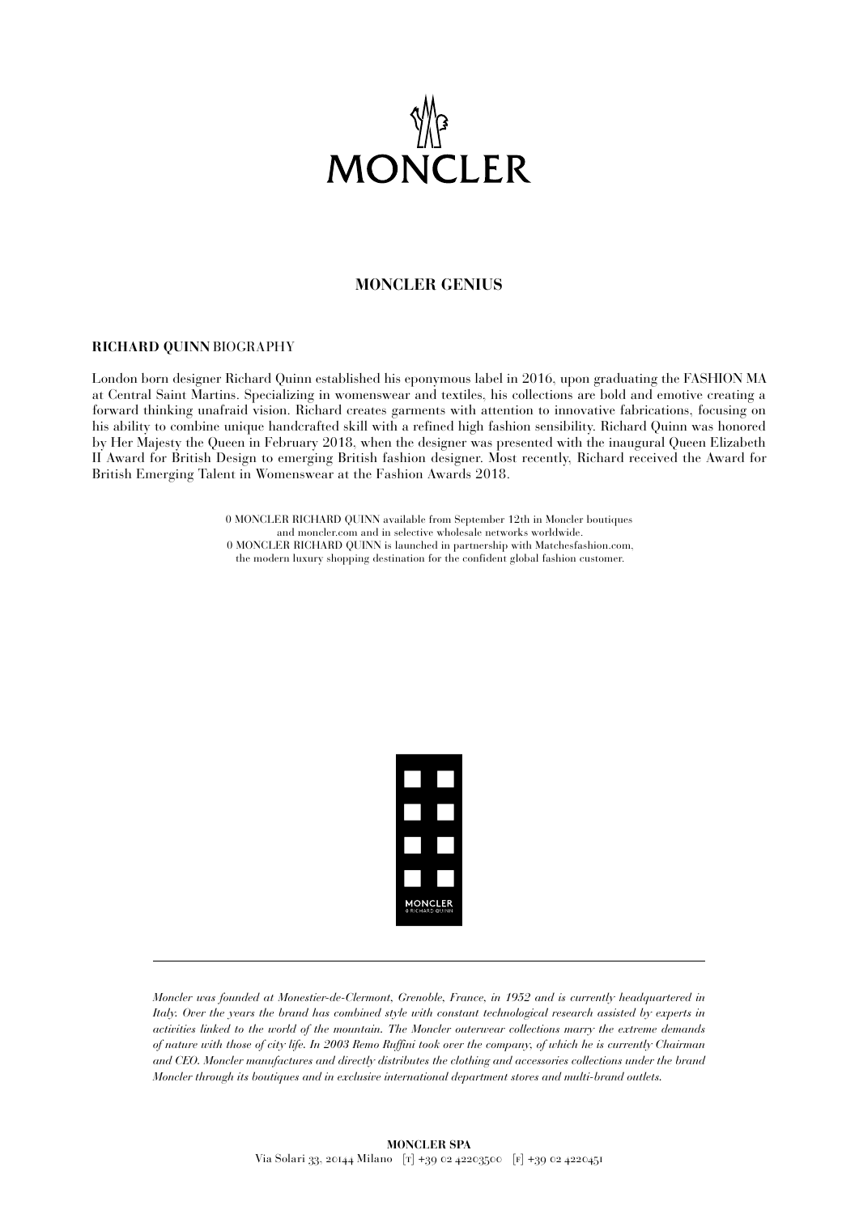# MONCLER GENIUS

**RICHARD QUINN** BIOGRAPHY

London born designer Richard Quinn established his eponymous label in 2016, upon graduating the FASHION MA at Central Saint Martins. Specializing in womenswear and textiles, his collections are bold and emotive creating a forward thinking unafraid vision. Richard creates garments with attention to innovative fabrications, focusing on his ability to combine unique handcrafted skill with a refined high fashion sensibility. Richard Quinn was honored by Her Majesty the Queen in February 2018, when the designer was presented with the inaugural Queen Elizabeth II Award for British Design to emerging British fashion designer. Most recently, Richard received the Award for British Emerging Talent in Womenswear at the Fashion Awards 2018.

0 MONCLER RICHARD QUINN available from September 12th in Moncler boutiques and moncler.com and in selective wholesale networks worldwide.
0 MONCLER RICHARD QUINN is launched in partnership with Matchesfashion.com, the modern luxury shopping destination for the confident global fashion customer.

MONCLER
0 RICHARD QUINN

---

*Moncler was founded at Monestier-de-Clermont, Grenoble, France, in 1952 and is currently headquartered in Italy. Over the years the brand has combined style with constant technological research assisted by experts in activities linked to the world of the mountain. The Moncler outerwear collections marry the extreme demands of nature with those of city life. In 2003 Remo Ruffini took over the company, of which he is currently Chairman and CEO. Moncler manufactures and directly distributes the clothing and accessories collections under the brand Moncler through its boutiques and in exclusive international department stores and multi-brand outlets.*

**MONCLER SPA**
Via Solari 33, 20144 Milano [T] +39 02 42203500 [F] +39 02 4220451